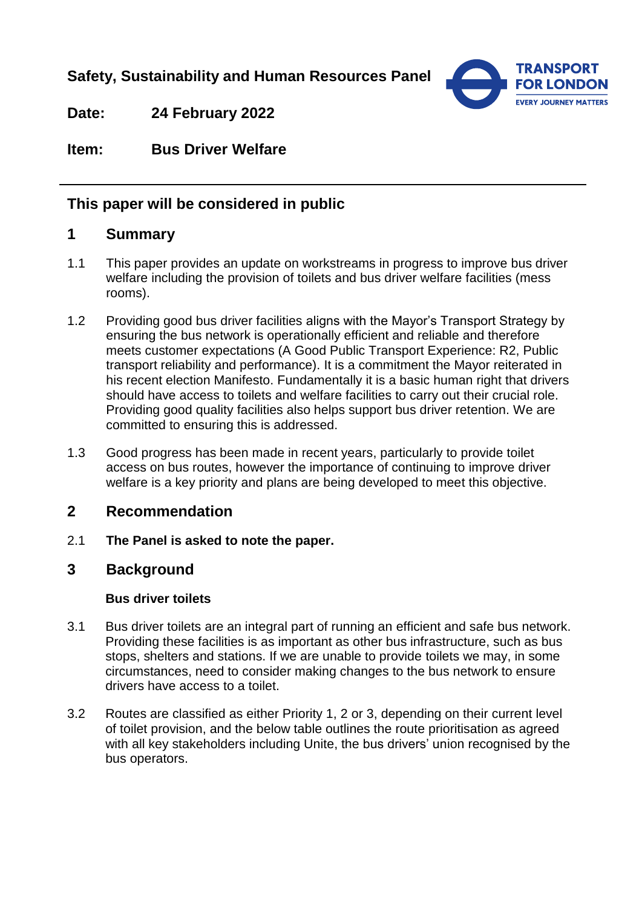**Safety, Sustainability and Human Resources Panel**

**Date:** 24 February 2022

**Item:** Bus Driver Welfare

## This paper will be considered in public

## 1 Summary

1.1 This paper provides an update on workstreams in progress to improve bus driver welfare including the provision of toilets and bus driver welfare facilities (mess rooms).

1.2 Providing good bus driver facilities aligns with the Mayor's Transport Strategy by ensuring the bus network is operationally efficient and reliable and therefore meets customer expectations (A Good Public Transport Experience: R2, Public transport reliability and performance). It is a commitment the Mayor reiterated in his recent election Manifesto. Fundamentally it is a basic human right that drivers should have access to toilets and welfare facilities to carry out their crucial role. Providing good quality facilities also helps support bus driver retention. We are committed to ensuring this is addressed.

1.3 Good progress has been made in recent years, particularly to provide toilet access on bus routes, however the importance of continuing to improve driver welfare is a key priority and plans are being developed to meet this objective.

## 2 Recommendation

2.1 **The Panel is asked to note the paper.**

## 3 Background

### Bus driver toilets

3.1 Bus driver toilets are an integral part of running an efficient and safe bus network. Providing these facilities is as important as other bus infrastructure, such as bus stops, shelters and stations. If we are unable to provide toilets we may, in some circumstances, need to consider making changes to the bus network to ensure drivers have access to a toilet.

3.2 Routes are classified as either Priority 1, 2 or 3, depending on their current level of toilet provision, and the below table outlines the route prioritisation as agreed with all key stakeholders including Unite, the bus drivers' union recognised by the bus operators.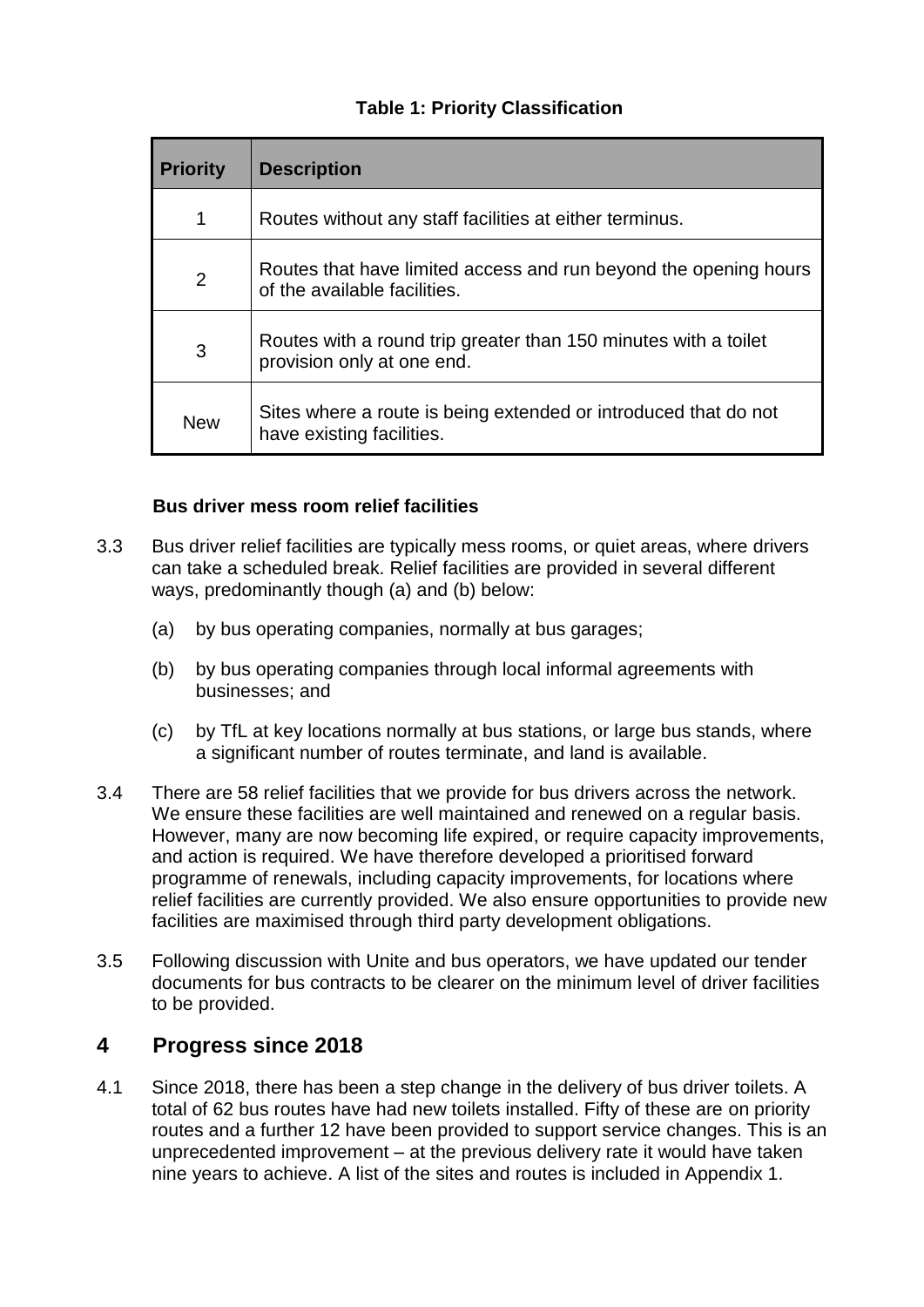**Table 1: Priority Classification**

| Priority | Description |
|---|---|
| 1 | Routes without any staff facilities at either terminus. |
| 2 | Routes that have limited access and run beyond the opening hours of the available facilities. |
| 3 | Routes with a round trip greater than 150 minutes with a toilet provision only at one end. |
| New | Sites where a route is being extended or introduced that do not have existing facilities. |

**Bus driver mess room relief facilities**

3.3 Bus driver relief facilities are typically mess rooms, or quiet areas, where drivers can take a scheduled break. Relief facilities are provided in several different ways, predominantly though (a) and (b) below:

(a) by bus operating companies, normally at bus garages;

(b) by bus operating companies through local informal agreements with businesses; and

(c) by TfL at key locations normally at bus stations, or large bus stands, where a significant number of routes terminate, and land is available.

3.4 There are 58 relief facilities that we provide for bus drivers across the network. We ensure these facilities are well maintained and renewed on a regular basis. However, many are now becoming life expired, or require capacity improvements, and action is required. We have therefore developed a prioritised forward programme of renewals, including capacity improvements, for locations where relief facilities are currently provided. We also ensure opportunities to provide new facilities are maximised through third party development obligations.

3.5 Following discussion with Unite and bus operators, we have updated our tender documents for bus contracts to be clearer on the minimum level of driver facilities to be provided.

## 4 Progress since 2018

4.1 Since 2018, there has been a step change in the delivery of bus driver toilets. A total of 62 bus routes have had new toilets installed. Fifty of these are on priority routes and a further 12 have been provided to support service changes. This is an unprecedented improvement – at the previous delivery rate it would have taken nine years to achieve. A list of the sites and routes is included in Appendix 1.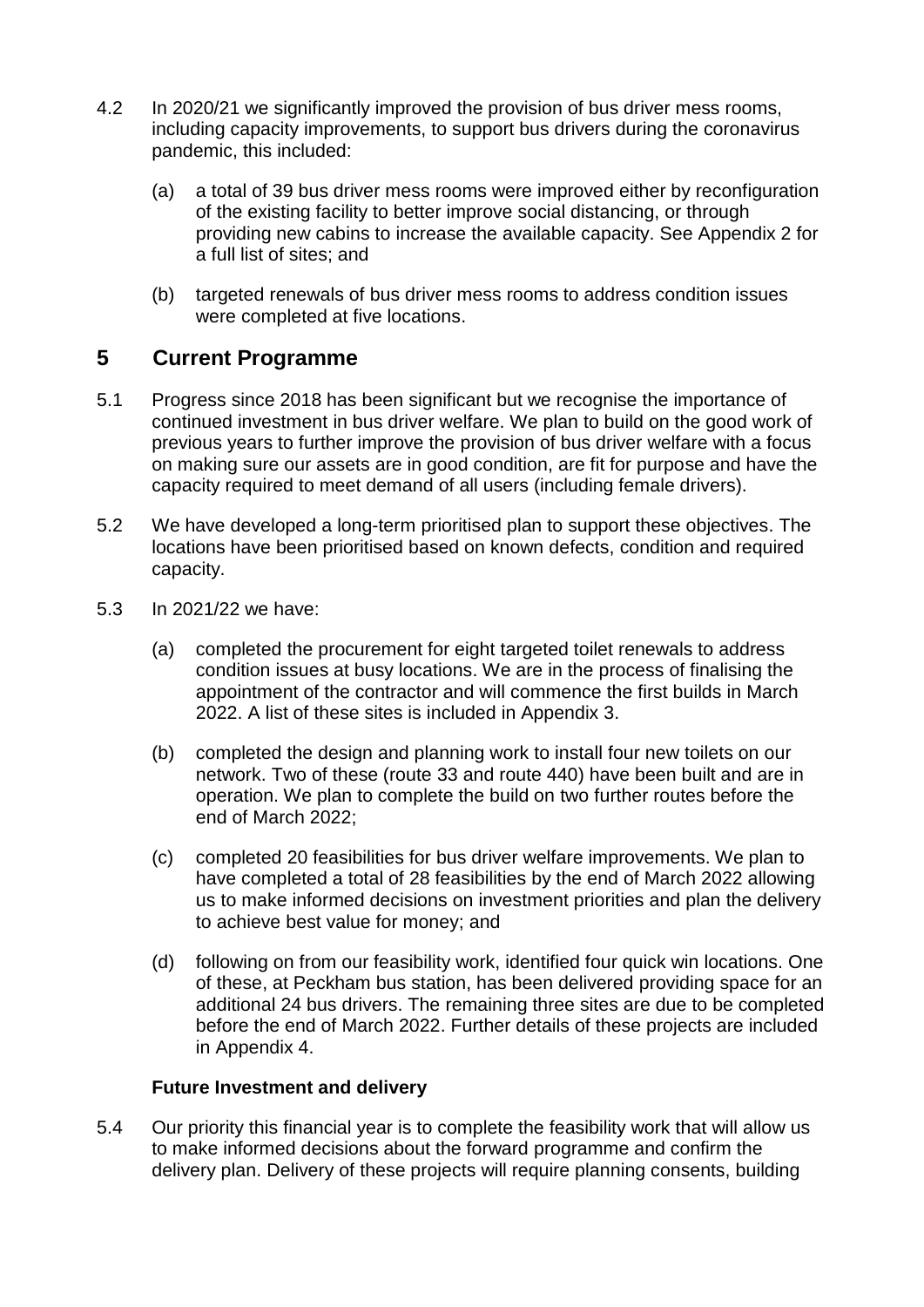4.2 In 2020/21 we significantly improved the provision of bus driver mess rooms, including capacity improvements, to support bus drivers during the coronavirus pandemic, this included:

(a) a total of 39 bus driver mess rooms were improved either by reconfiguration of the existing facility to better improve social distancing, or through providing new cabins to increase the available capacity. See Appendix 2 for a full list of sites; and

(b) targeted renewals of bus driver mess rooms to address condition issues were completed at five locations.

## 5 Current Programme

5.1 Progress since 2018 has been significant but we recognise the importance of continued investment in bus driver welfare. We plan to build on the good work of previous years to further improve the provision of bus driver welfare with a focus on making sure our assets are in good condition, are fit for purpose and have the capacity required to meet demand of all users (including female drivers).

5.2 We have developed a long-term prioritised plan to support these objectives. The locations have been prioritised based on known defects, condition and required capacity.

5.3 In 2021/22 we have:

(a) completed the procurement for eight targeted toilet renewals to address condition issues at busy locations. We are in the process of finalising the appointment of the contractor and will commence the first builds in March 2022. A list of these sites is included in Appendix 3.

(b) completed the design and planning work to install four new toilets on our network. Two of these (route 33 and route 440) have been built and are in operation. We plan to complete the build on two further routes before the end of March 2022;

(c) completed 20 feasibilities for bus driver welfare improvements. We plan to have completed a total of 28 feasibilities by the end of March 2022 allowing us to make informed decisions on investment priorities and plan the delivery to achieve best value for money; and

(d) following on from our feasibility work, identified four quick win locations. One of these, at Peckham bus station, has been delivered providing space for an additional 24 bus drivers. The remaining three sites are due to be completed before the end of March 2022. Further details of these projects are included in Appendix 4.

### Future Investment and delivery

5.4 Our priority this financial year is to complete the feasibility work that will allow us to make informed decisions about the forward programme and confirm the delivery plan. Delivery of these projects will require planning consents, building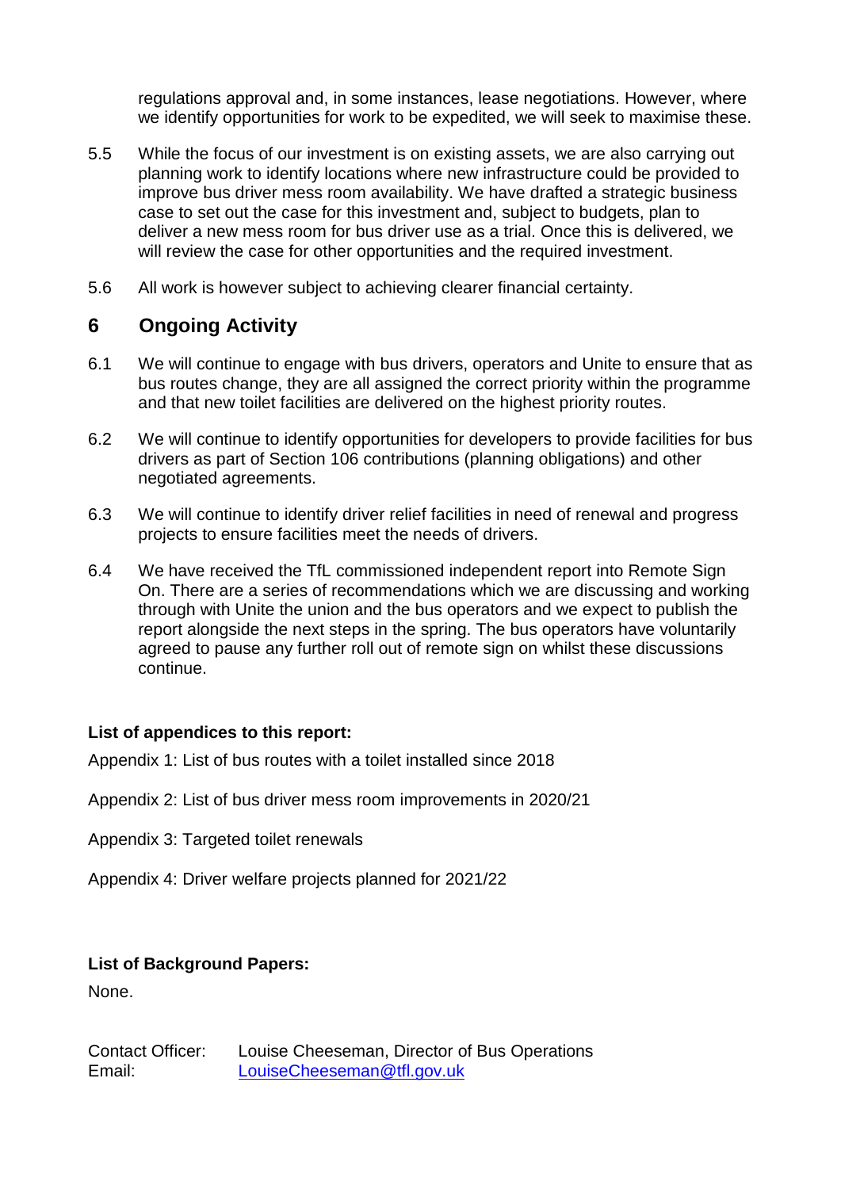regulations approval and, in some instances, lease negotiations. However, where we identify opportunities for work to be expedited, we will seek to maximise these.

5.5 While the focus of our investment is on existing assets, we are also carrying out planning work to identify locations where new infrastructure could be provided to improve bus driver mess room availability. We have drafted a strategic business case to set out the case for this investment and, subject to budgets, plan to deliver a new mess room for bus driver use as a trial. Once this is delivered, we will review the case for other opportunities and the required investment.

5.6 All work is however subject to achieving clearer financial certainty.

## 6 Ongoing Activity

6.1 We will continue to engage with bus drivers, operators and Unite to ensure that as bus routes change, they are all assigned the correct priority within the programme and that new toilet facilities are delivered on the highest priority routes.

6.2 We will continue to identify opportunities for developers to provide facilities for bus drivers as part of Section 106 contributions (planning obligations) and other negotiated agreements.

6.3 We will continue to identify driver relief facilities in need of renewal and progress projects to ensure facilities meet the needs of drivers.

6.4 We have received the TfL commissioned independent report into Remote Sign On. There are a series of recommendations which we are discussing and working through with Unite the union and the bus operators and we expect to publish the report alongside the next steps in the spring. The bus operators have voluntarily agreed to pause any further roll out of remote sign on whilst these discussions continue.

**List of appendices to this report:**

Appendix 1: List of bus routes with a toilet installed since 2018

Appendix 2: List of bus driver mess room improvements in 2020/21

Appendix 3: Targeted toilet renewals

Appendix 4: Driver welfare projects planned for 2021/22

**List of Background Papers:**

None.

Contact Officer: Louise Cheeseman, Director of Bus Operations
Email: LouiseCheeseman@tfl.gov.uk